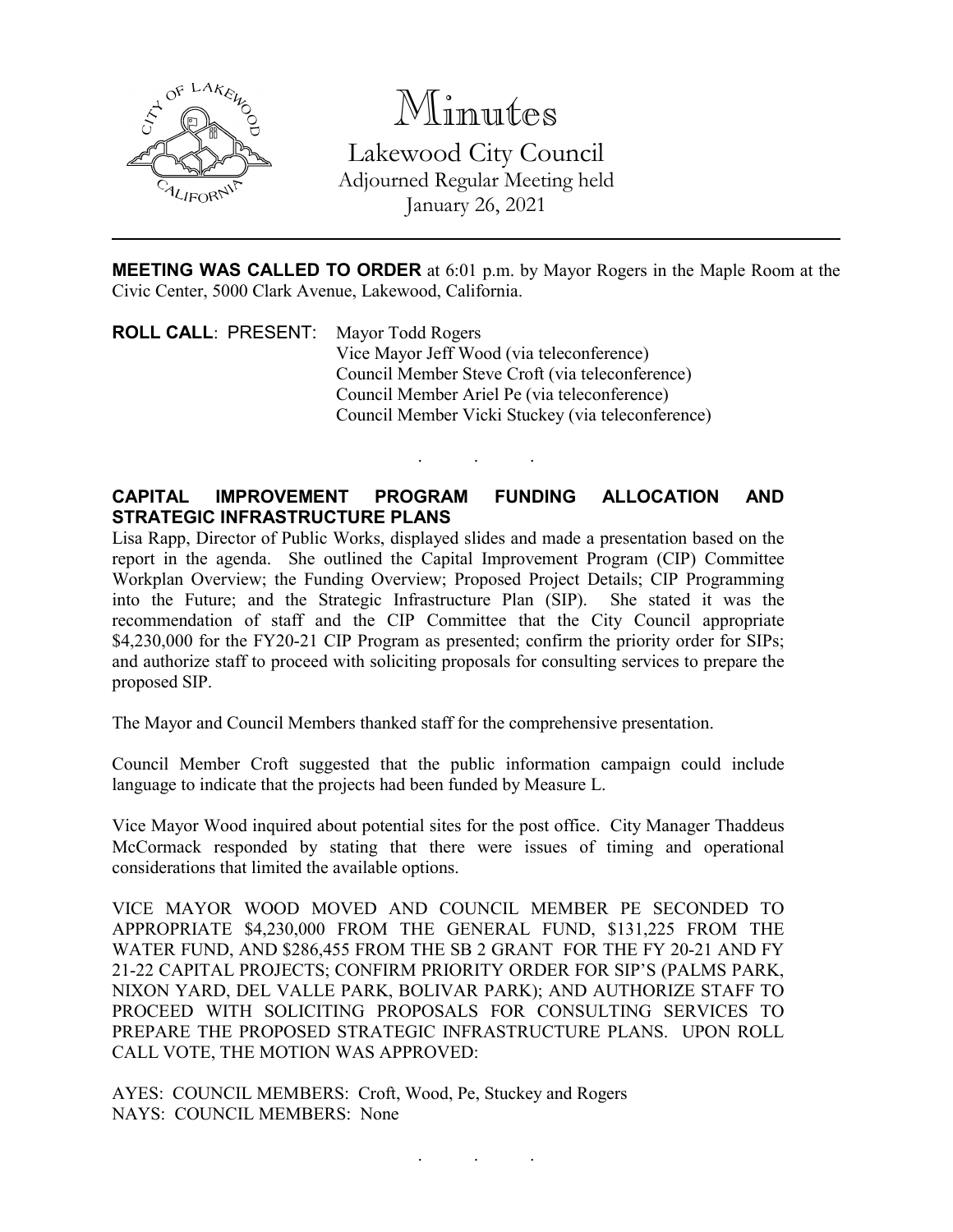# Minutes

Lakewood City Council
Adjourned Regular Meeting held
January 26, 2021

---

**MEETING WAS CALLED TO ORDER** at 6:01 p.m. by Mayor Rogers in the Maple Room at the Civic Center, 5000 Clark Avenue, Lakewood, California.

**ROLL CALL**: PRESENT: Mayor Todd Rogers
Vice Mayor Jeff Wood (via teleconference)
Council Member Steve Croft (via teleconference)
Council Member Ariel Pe (via teleconference)
Council Member Vicki Stuckey (via teleconference)

. . .

**CAPITAL IMPROVEMENT PROGRAM FUNDING ALLOCATION AND STRATEGIC INFRASTRUCTURE PLANS**

Lisa Rapp, Director of Public Works, displayed slides and made a presentation based on the report in the agenda. She outlined the Capital Improvement Program (CIP) Committee Workplan Overview; the Funding Overview; Proposed Project Details; CIP Programming into the Future; and the Strategic Infrastructure Plan (SIP). She stated it was the recommendation of staff and the CIP Committee that the City Council appropriate $4,230,000 for the FY20-21 CIP Program as presented; confirm the priority order for SIPs; and authorize staff to proceed with soliciting proposals for consulting services to prepare the proposed SIP.

The Mayor and Council Members thanked staff for the comprehensive presentation.

Council Member Croft suggested that the public information campaign could include language to indicate that the projects had been funded by Measure L.

Vice Mayor Wood inquired about potential sites for the post office. City Manager Thaddeus McCormack responded by stating that there were issues of timing and operational considerations that limited the available options.

VICE MAYOR WOOD MOVED AND COUNCIL MEMBER PE SECONDED TO APPROPRIATE $4,230,000 FROM THE GENERAL FUND, $131,225 FROM THE WATER FUND, AND $286,455 FROM THE SB 2 GRANT FOR THE FY 20-21 AND FY 21-22 CAPITAL PROJECTS; CONFIRM PRIORITY ORDER FOR SIP'S (PALMS PARK, NIXON YARD, DEL VALLE PARK, BOLIVAR PARK); AND AUTHORIZE STAFF TO PROCEED WITH SOLICITING PROPOSALS FOR CONSULTING SERVICES TO PREPARE THE PROPOSED STRATEGIC INFRASTRUCTURE PLANS. UPON ROLL CALL VOTE, THE MOTION WAS APPROVED:

AYES: COUNCIL MEMBERS: Croft, Wood, Pe, Stuckey and Rogers
NAYS: COUNCIL MEMBERS: None

. . .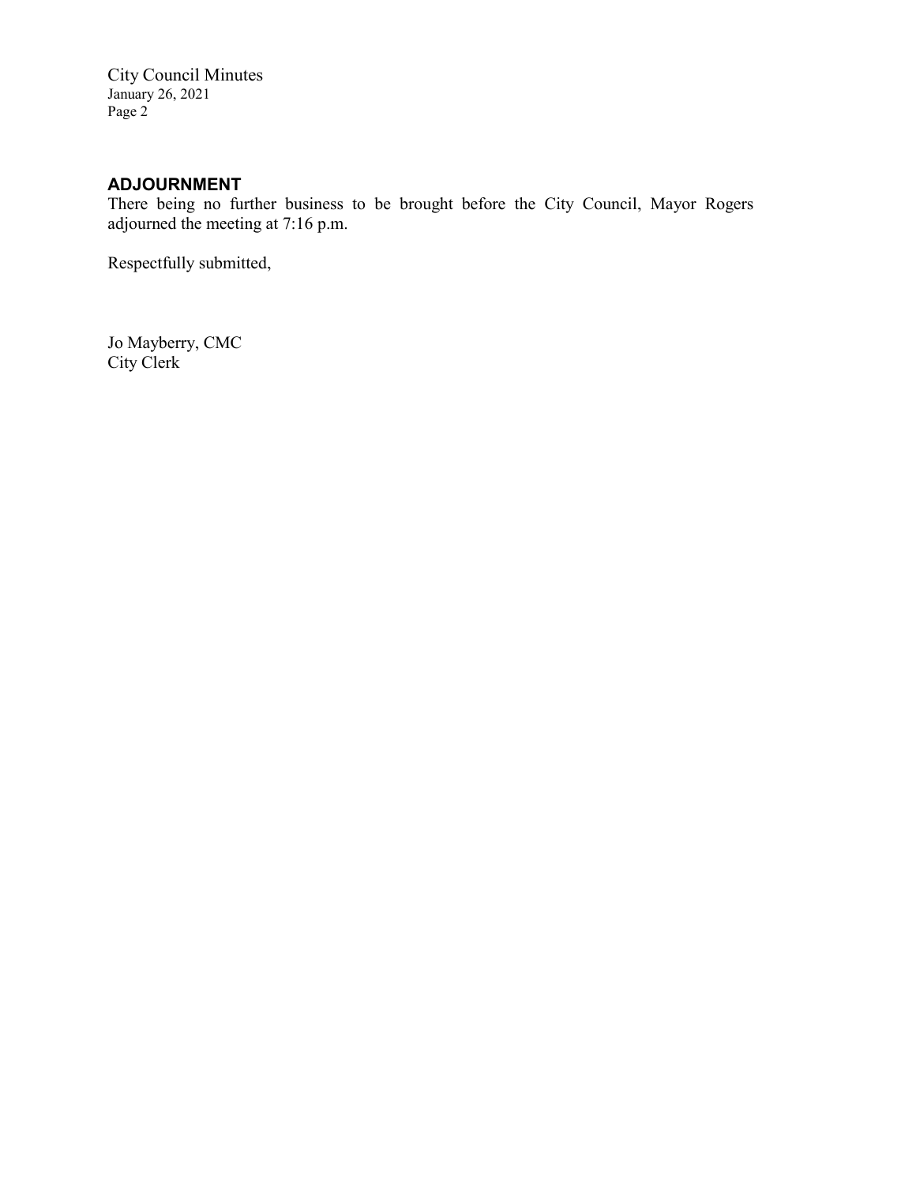## ADJOURNMENT

There being no further business to be brought before the City Council, Mayor Rogers adjourned the meeting at 7:16 p.m.

Respectfully submitted,

Jo Mayberry, CMC
City Clerk